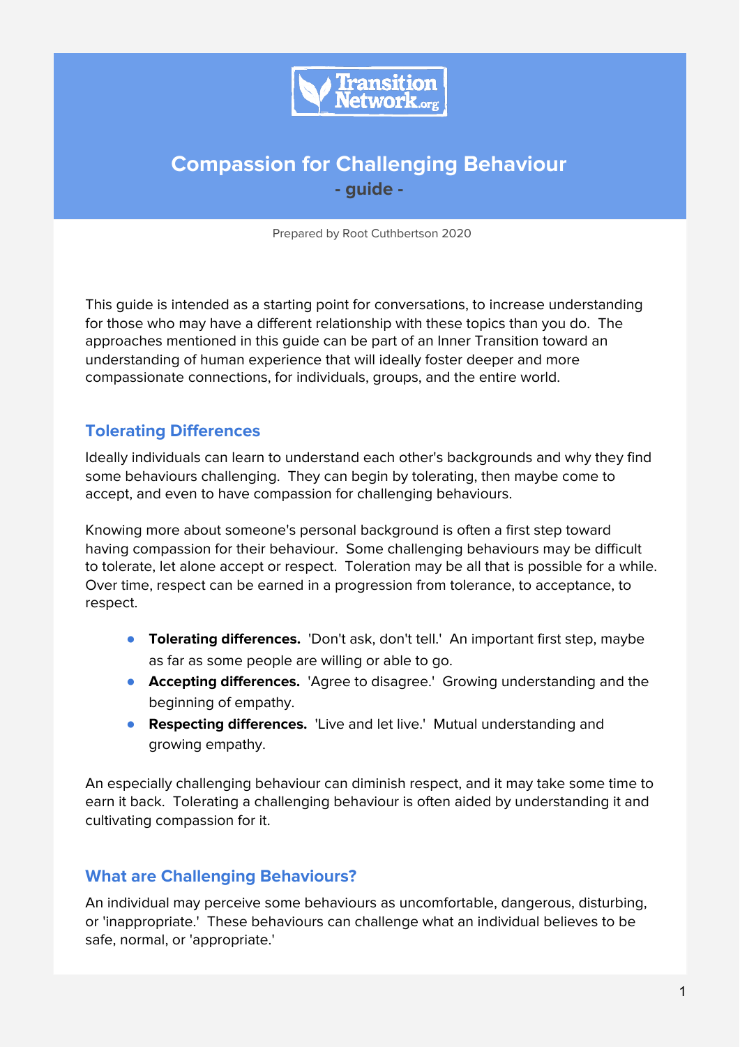# Compassion for Challenging Behaviour

**- guide -**

Prepared by Root Cuthbertson 2020

This guide is intended as a starting point for conversations, to increase understanding for those who may have a different relationship with these topics than you do. The approaches mentioned in this guide can be part of an Inner Transition toward an understanding of human experience that will ideally foster deeper and more compassionate connections, for individuals, groups, and the entire world.

## Tolerating Differences

Ideally individuals can learn to understand each other's backgrounds and why they find some behaviours challenging. They can begin by tolerating, then maybe come to accept, and even to have compassion for challenging behaviours.

Knowing more about someone's personal background is often a first step toward having compassion for their behaviour. Some challenging behaviours may be difficult to tolerate, let alone accept or respect. Toleration may be all that is possible for a while. Over time, respect can be earned in a progression from tolerance, to acceptance, to respect.

- **Tolerating differences.** 'Don't ask, don't tell.' An important first step, maybe as far as some people are willing or able to go.
- **Accepting differences.** 'Agree to disagree.' Growing understanding and the beginning of empathy.
- **Respecting differences.** 'Live and let live.' Mutual understanding and growing empathy.

An especially challenging behaviour can diminish respect, and it may take some time to earn it back. Tolerating a challenging behaviour is often aided by understanding it and cultivating compassion for it.

## What are Challenging Behaviours?

An individual may perceive some behaviours as uncomfortable, dangerous, disturbing, or 'inappropriate.' These behaviours can challenge what an individual believes to be safe, normal, or 'appropriate.'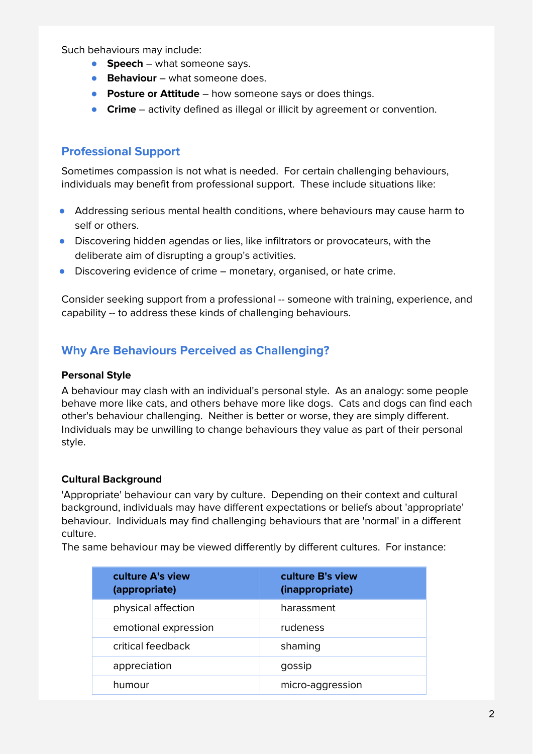Such behaviours may include:

- **Speech** – what someone says.
- **Behaviour** – what someone does.
- **Posture or Attitude** – how someone says or does things.
- **Crime** – activity defined as illegal or illicit by agreement or convention.

## Professional Support

Sometimes compassion is not what is needed. For certain challenging behaviours, individuals may benefit from professional support. These include situations like:

- Addressing serious mental health conditions, where behaviours may cause harm to self or others.
- Discovering hidden agendas or lies, like infiltrators or provocateurs, with the deliberate aim of disrupting a group's activities.
- Discovering evidence of crime – monetary, organised, or hate crime.

Consider seeking support from a professional -- someone with training, experience, and capability -- to address these kinds of challenging behaviours.

## Why Are Behaviours Perceived as Challenging?

### Personal Style

A behaviour may clash with an individual's personal style. As an analogy: some people behave more like cats, and others behave more like dogs. Cats and dogs can find each other's behaviour challenging. Neither is better or worse, they are simply different. Individuals may be unwilling to change behaviours they value as part of their personal style.

### Cultural Background

'Appropriate' behaviour can vary by culture. Depending on their context and cultural background, individuals may have different expectations or beliefs about 'appropriate' behaviour. Individuals may find challenging behaviours that are 'normal' in a different culture.

The same behaviour may be viewed differently by different cultures. For instance:

| culture A's view (appropriate) | culture B's view (inappropriate) |
|---|---|
| physical affection | harassment |
| emotional expression | rudeness |
| critical feedback | shaming |
| appreciation | gossip |
| humour | micro-aggression |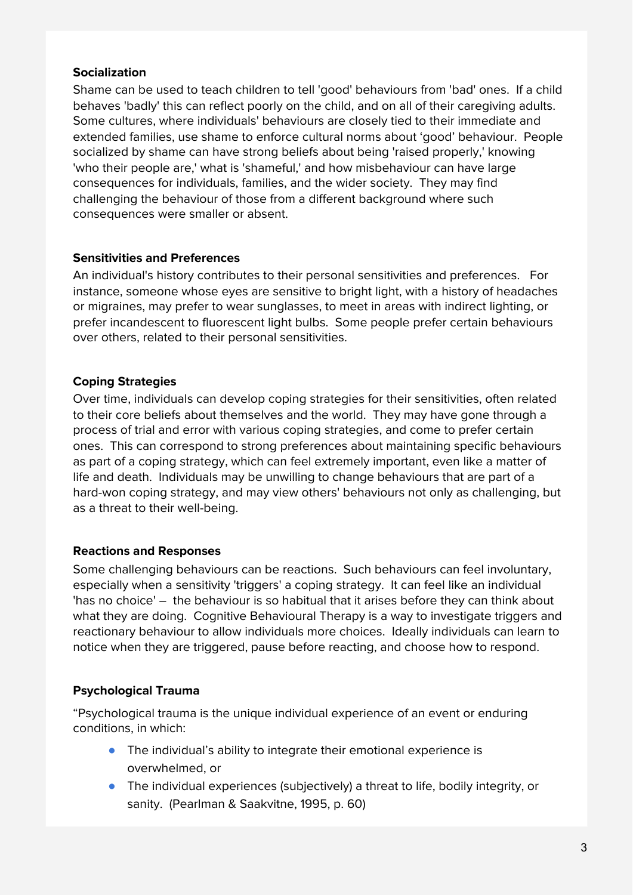**Socialization**

Shame can be used to teach children to tell 'good' behaviours from 'bad' ones. If a child behaves 'badly' this can reflect poorly on the child, and on all of their caregiving adults. Some cultures, where individuals' behaviours are closely tied to their immediate and extended families, use shame to enforce cultural norms about ‘good’ behaviour. People socialized by shame can have strong beliefs about being 'raised properly,' knowing 'who their people are,' what is 'shameful,' and how misbehaviour can have large consequences for individuals, families, and the wider society. They may find challenging the behaviour of those from a different background where such consequences were smaller or absent.

**Sensitivities and Preferences**

An individual's history contributes to their personal sensitivities and preferences. For instance, someone whose eyes are sensitive to bright light, with a history of headaches or migraines, may prefer to wear sunglasses, to meet in areas with indirect lighting, or prefer incandescent to fluorescent light bulbs. Some people prefer certain behaviours over others, related to their personal sensitivities.

**Coping Strategies**

Over time, individuals can develop coping strategies for their sensitivities, often related to their core beliefs about themselves and the world. They may have gone through a process of trial and error with various coping strategies, and come to prefer certain ones. This can correspond to strong preferences about maintaining specific behaviours as part of a coping strategy, which can feel extremely important, even like a matter of life and death. Individuals may be unwilling to change behaviours that are part of a hard-won coping strategy, and may view others' behaviours not only as challenging, but as a threat to their well-being.

**Reactions and Responses**

Some challenging behaviours can be reactions. Such behaviours can feel involuntary, especially when a sensitivity 'triggers' a coping strategy. It can feel like an individual 'has no choice' – the behaviour is so habitual that it arises before they can think about what they are doing. Cognitive Behavioural Therapy is a way to investigate triggers and reactionary behaviour to allow individuals more choices. Ideally individuals can learn to notice when they are triggered, pause before reacting, and choose how to respond.

**Psychological Trauma**

“Psychological trauma is the unique individual experience of an event or enduring conditions, in which:

- The individual’s ability to integrate their emotional experience is overwhelmed, or
- The individual experiences (subjectively) a threat to life, bodily integrity, or sanity. (Pearlman & Saakvitne, 1995, p. 60)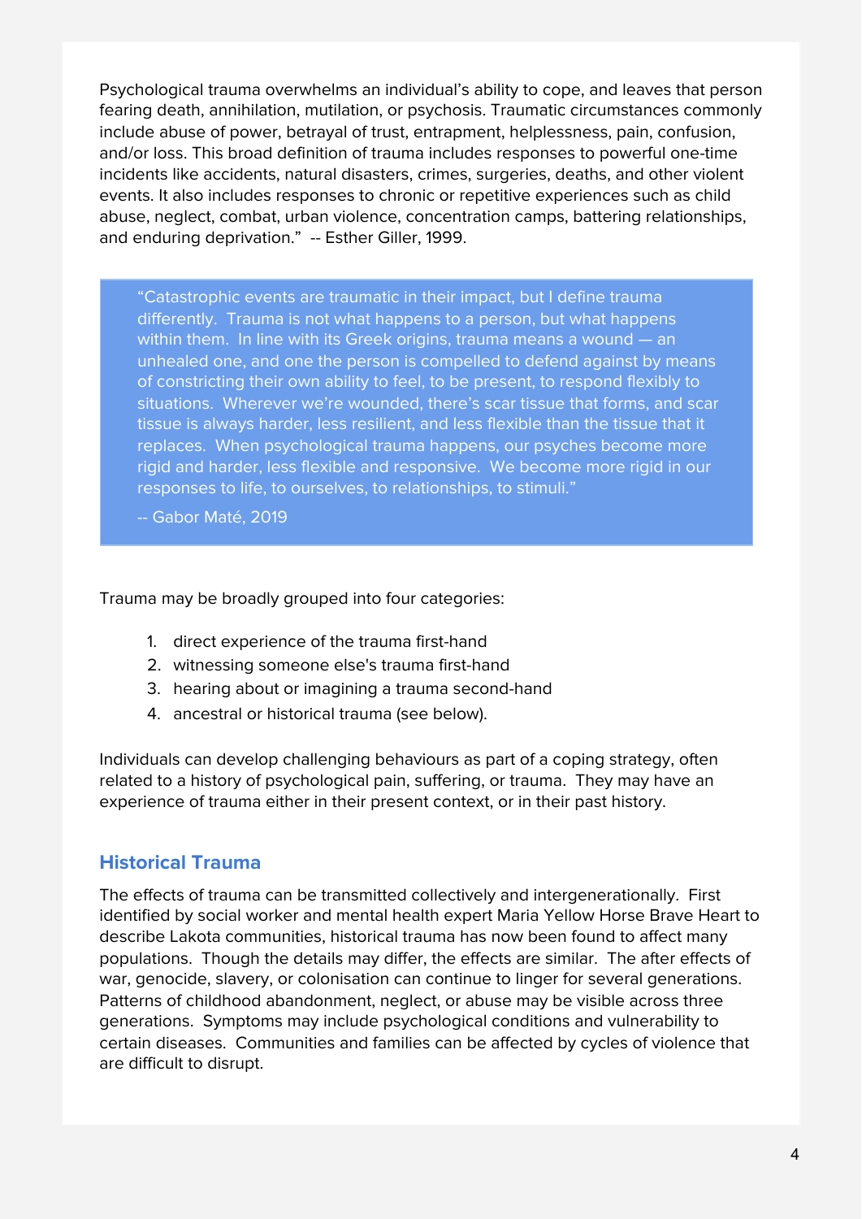Psychological trauma overwhelms an individual's ability to cope, and leaves that person fearing death, annihilation, mutilation, or psychosis. Traumatic circumstances commonly include abuse of power, betrayal of trust, entrapment, helplessness, pain, confusion, and/or loss. This broad definition of trauma includes responses to powerful one-time incidents like accidents, natural disasters, crimes, surgeries, deaths, and other violent events. It also includes responses to chronic or repetitive experiences such as child abuse, neglect, combat, urban violence, concentration camps, battering relationships, and enduring deprivation." -- Esther Giller, 1999.

> "Catastrophic events are traumatic in their impact, but I define trauma differently. Trauma is not what happens to a person, but what happens within them. In line with its Greek origins, trauma means a wound — an unhealed one, and one the person is compelled to defend against by means of constricting their own ability to feel, to be present, to respond flexibly to situations. Wherever we're wounded, there's scar tissue that forms, and scar tissue is always harder, less resilient, and less flexible than the tissue that it replaces. When psychological trauma happens, our psyches become more rigid and harder, less flexible and responsive. We become more rigid in our responses to life, to ourselves, to relationships, to stimuli."
>
> -- Gabor Maté, 2019

Trauma may be broadly grouped into four categories:

1. direct experience of the trauma first-hand
2. witnessing someone else's trauma first-hand
3. hearing about or imagining a trauma second-hand
4. ancestral or historical trauma (see below).

Individuals can develop challenging behaviours as part of a coping strategy, often related to a history of psychological pain, suffering, or trauma. They may have an experience of trauma either in their present context, or in their past history.

## Historical Trauma

The effects of trauma can be transmitted collectively and intergenerationally. First identified by social worker and mental health expert Maria Yellow Horse Brave Heart to describe Lakota communities, historical trauma has now been found to affect many populations. Though the details may differ, the effects are similar. The after effects of war, genocide, slavery, or colonisation can continue to linger for several generations. Patterns of childhood abandonment, neglect, or abuse may be visible across three generations. Symptoms may include psychological conditions and vulnerability to certain diseases. Communities and families can be affected by cycles of violence that are difficult to disrupt.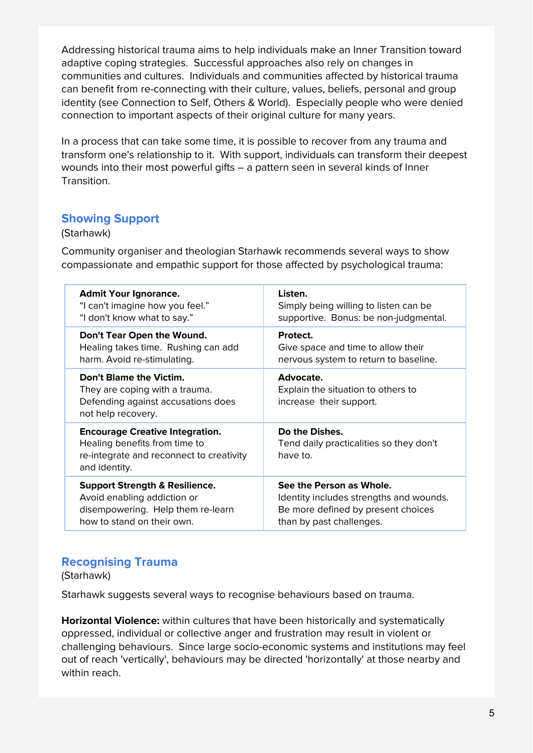Addressing historical trauma aims to help individuals make an Inner Transition toward adaptive coping strategies. Successful approaches also rely on changes in communities and cultures. Individuals and communities affected by historical trauma can benefit from re-connecting with their culture, values, beliefs, personal and group identity (see Connection to Self, Others & World). Especially people who were denied connection to important aspects of their original culture for many years.

In a process that can take some time, it is possible to recover from any trauma and transform one's relationship to it. With support, individuals can transform their deepest wounds into their most powerful gifts – a pattern seen in several kinds of Inner Transition.

## Showing Support

(Starhawk)

Community organiser and theologian Starhawk recommends several ways to show compassionate and empathic support for those affected by psychological trauma:

| | |
|---|---|
| **Admit Your Ignorance.** "I can't imagine how you feel." "I don't know what to say." | **Listen.** Simply being willing to listen can be supportive. Bonus: be non-judgmental. |
| **Don't Tear Open the Wound.** Healing takes time. Rushing can add harm. Avoid re-stimulating. | **Protect.** Give space and time to allow their nervous system to return to baseline. |
| **Don't Blame the Victim.** They are coping with a trauma. Defending against accusations does not help recovery. | **Advocate.** Explain the situation to others to increase their support. |
| **Encourage Creative Integration.** Healing benefits from time to re-integrate and reconnect to creativity and identity. | **Do the Dishes.** Tend daily practicalities so they don't have to. |
| **Support Strength & Resilience.** Avoid enabling addiction or disempowering. Help them re-learn how to stand on their own. | **See the Person as Whole.** Identity includes strengths and wounds. Be more defined by present choices than by past challenges. |

## Recognising Trauma

(Starhawk)

Starhawk suggests several ways to recognise behaviours based on trauma.

**Horizontal Violence:** within cultures that have been historically and systematically oppressed, individual or collective anger and frustration may result in violent or challenging behaviours. Since large socio-economic systems and institutions may feel out of reach 'vertically', behaviours may be directed 'horizontally' at those nearby and within reach.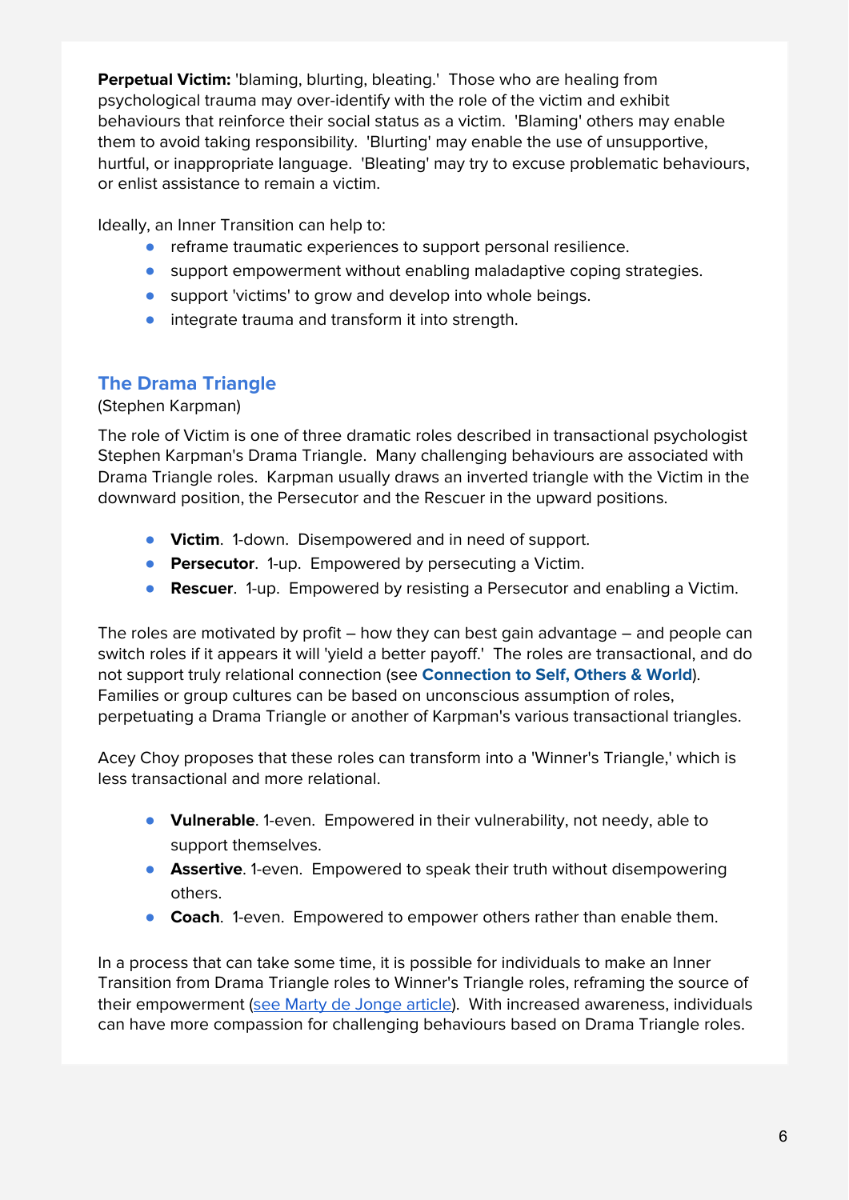**Perpetual Victim:** 'blaming, blurting, bleating.' Those who are healing from psychological trauma may over-identify with the role of the victim and exhibit behaviours that reinforce their social status as a victim. 'Blaming' others may enable them to avoid taking responsibility. 'Blurting' may enable the use of unsupportive, hurtful, or inappropriate language. 'Bleating' may try to excuse problematic behaviours, or enlist assistance to remain a victim.

Ideally, an Inner Transition can help to:

- reframe traumatic experiences to support personal resilience.
- support empowerment without enabling maladaptive coping strategies.
- support 'victims' to grow and develop into whole beings.
- integrate trauma and transform it into strength.

## The Drama Triangle

(Stephen Karpman)

The role of Victim is one of three dramatic roles described in transactional psychologist Stephen Karpman's Drama Triangle. Many challenging behaviours are associated with Drama Triangle roles. Karpman usually draws an inverted triangle with the Victim in the downward position, the Persecutor and the Rescuer in the upward positions.

- **Victim**. 1-down. Disempowered and in need of support.
- **Persecutor**. 1-up. Empowered by persecuting a Victim.
- **Rescuer**. 1-up. Empowered by resisting a Persecutor and enabling a Victim.

The roles are motivated by profit – how they can best gain advantage – and people can switch roles if it appears it will 'yield a better payoff.' The roles are transactional, and do not support truly relational connection (see **Connection to Self, Others & World**). Families or group cultures can be based on unconscious assumption of roles, perpetuating a Drama Triangle or another of Karpman's various transactional triangles.

Acey Choy proposes that these roles can transform into a 'Winner's Triangle,' which is less transactional and more relational.

- **Vulnerable**. 1-even. Empowered in their vulnerability, not needy, able to support themselves.
- **Assertive**. 1-even. Empowered to speak their truth without disempowering others.
- **Coach**. 1-even. Empowered to empower others rather than enable them.

In a process that can take some time, it is possible for individuals to make an Inner Transition from Drama Triangle roles to Winner's Triangle roles, reframing the source of their empowerment (see Marty de Jonge article). With increased awareness, individuals can have more compassion for challenging behaviours based on Drama Triangle roles.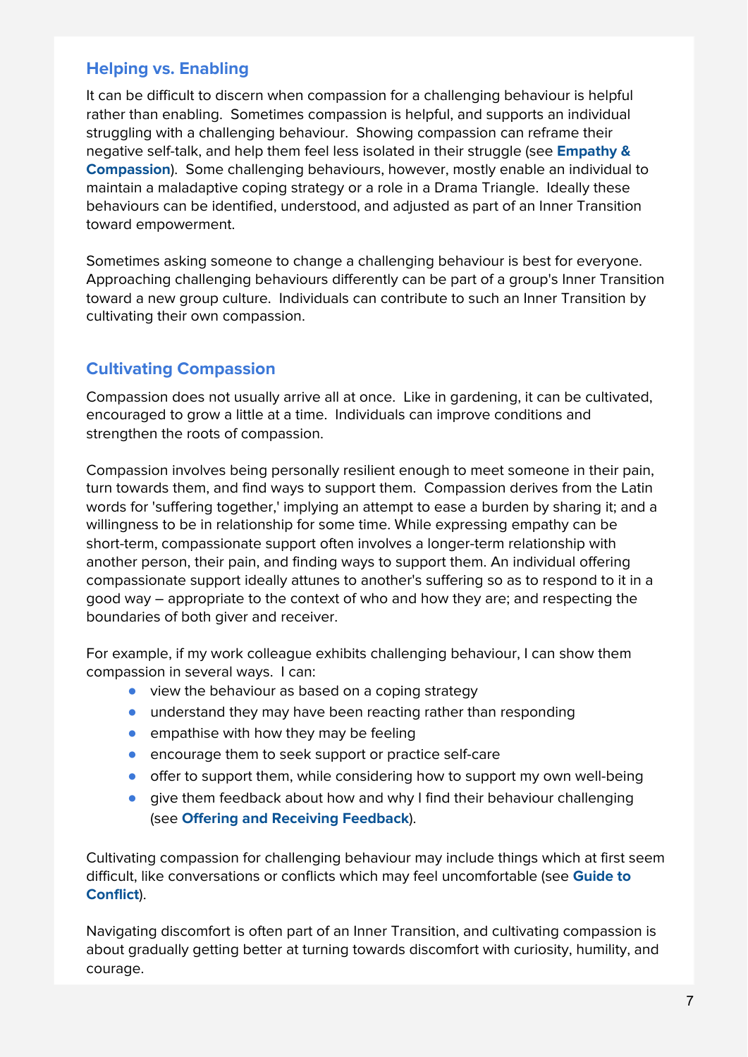## Helping vs. Enabling

It can be difficult to discern when compassion for a challenging behaviour is helpful rather than enabling. Sometimes compassion is helpful, and supports an individual struggling with a challenging behaviour. Showing compassion can reframe their negative self-talk, and help them feel less isolated in their struggle (see **Empathy & Compassion**). Some challenging behaviours, however, mostly enable an individual to maintain a maladaptive coping strategy or a role in a Drama Triangle. Ideally these behaviours can be identified, understood, and adjusted as part of an Inner Transition toward empowerment.

Sometimes asking someone to change a challenging behaviour is best for everyone. Approaching challenging behaviours differently can be part of a group's Inner Transition toward a new group culture. Individuals can contribute to such an Inner Transition by cultivating their own compassion.

## Cultivating Compassion

Compassion does not usually arrive all at once. Like in gardening, it can be cultivated, encouraged to grow a little at a time. Individuals can improve conditions and strengthen the roots of compassion.

Compassion involves being personally resilient enough to meet someone in their pain, turn towards them, and find ways to support them. Compassion derives from the Latin words for 'suffering together,' implying an attempt to ease a burden by sharing it; and a willingness to be in relationship for some time. While expressing empathy can be short-term, compassionate support often involves a longer-term relationship with another person, their pain, and finding ways to support them. An individual offering compassionate support ideally attunes to another's suffering so as to respond to it in a good way – appropriate to the context of who and how they are; and respecting the boundaries of both giver and receiver.

For example, if my work colleague exhibits challenging behaviour, I can show them compassion in several ways. I can:

- view the behaviour as based on a coping strategy
- understand they may have been reacting rather than responding
- empathise with how they may be feeling
- encourage them to seek support or practice self-care
- offer to support them, while considering how to support my own well-being
- give them feedback about how and why I find their behaviour challenging (see **Offering and Receiving Feedback**).

Cultivating compassion for challenging behaviour may include things which at first seem difficult, like conversations or conflicts which may feel uncomfortable (see **Guide to Conflict**).

Navigating discomfort is often part of an Inner Transition, and cultivating compassion is about gradually getting better at turning towards discomfort with curiosity, humility, and courage.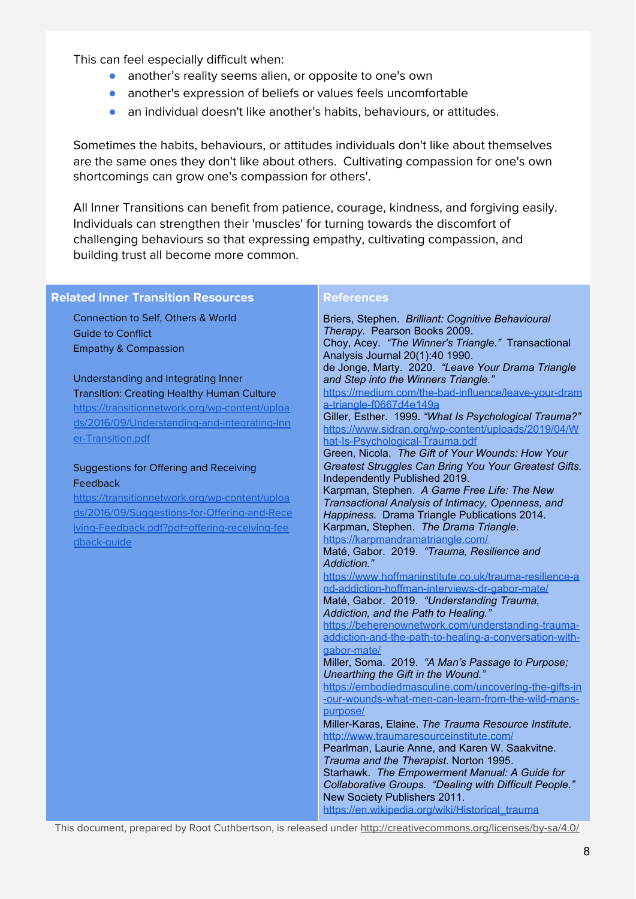This can feel especially difficult when:

- another's reality seems alien, or opposite to one's own
- another's expression of beliefs or values feels uncomfortable
- an individual doesn't like another's habits, behaviours, or attitudes.

Sometimes the habits, behaviours, or attitudes individuals don't like about themselves are the same ones they don't like about others. Cultivating compassion for one's own shortcomings can grow one's compassion for others'.

All Inner Transitions can benefit from patience, courage, kindness, and forgiving easily. Individuals can strengthen their 'muscles' for turning towards the discomfort of challenging behaviours so that expressing empathy, cultivating compassion, and building trust all become more common.

## Related Inner Transition Resources

Connection to Self, Others & World
Guide to Conflict
Empathy & Compassion

Understanding and Integrating Inner Transition: Creating Healthy Human Culture
https://transitionnetwork.org/wp-content/uploads/2016/09/Understanding-and-integrating-Inner-Transition.pdf

Suggestions for Offering and Receiving Feedback
https://transitionnetwork.org/wp-content/uploads/2016/09/Suggestions-for-Offering-and-Receiving-Feedback.pdf?pdf=offering-receiving-feedback-guide

## References

Briers, Stephen. *Brilliant: Cognitive Behavioural Therapy.* Pearson Books 2009.

Choy, Acey. *"The Winner's Triangle."* Transactional Analysis Journal 20(1):40 1990.

de Jonge, Marty. 2020. *"Leave Your Drama Triangle and Step into the Winners Triangle."* https://medium.com/the-bad-influence/leave-your-drama-triangle-f0667d4e149a

Giller, Esther. 1999. *"What Is Psychological Trauma?"* https://www.sidran.org/wp-content/uploads/2019/04/What-Is-Psychological-Trauma.pdf

Green, Nicola. *The Gift of Your Wounds: How Your Greatest Struggles Can Bring You Your Greatest Gifts.* Independently Published 2019.

Karpman, Stephen. *A Game Free Life: The New Transactional Analysis of Intimacy, Openness, and Happiness.* Drama Triangle Publications 2014.

Karpman, Stephen. *The Drama Triangle.* https://karpmandramatriangle.com/

Maté, Gabor. 2019. *"Trauma, Resilience and Addiction."* https://www.hoffmaninstitute.co.uk/trauma-resilience-and-addiction-hoffman-interviews-dr-gabor-mate/

Maté, Gabor. 2019. *"Understanding Trauma, Addiction, and the Path to Healing."* https://beherenownetwork.com/understanding-trauma-addiction-and-the-path-to-healing-a-conversation-with-gabor-mate/

Miller, Soma. 2019. *"A Man's Passage to Purpose; Unearthing the Gift in the Wound."* https://embodiedmasculine.com/uncovering-the-gifts-in-our-wounds-what-men-can-learn-from-the-wild-mans-purpose/

Miller-Karas, Elaine. *The Trauma Resource Institute.* http://www.traumaresourceinstitute.com/

Pearlman, Laurie Anne, and Karen W. Saakvitne. *Trauma and the Therapist.* Norton 1995.

Starhawk. *The Empowerment Manual: A Guide for Collaborative Groups. "Dealing with Difficult People."* New Society Publishers 2011.

https://en.wikipedia.org/wiki/Historical_trauma

This document, prepared by Root Cuthbertson, is released under http://creativecommons.org/licenses/by-sa/4.0/